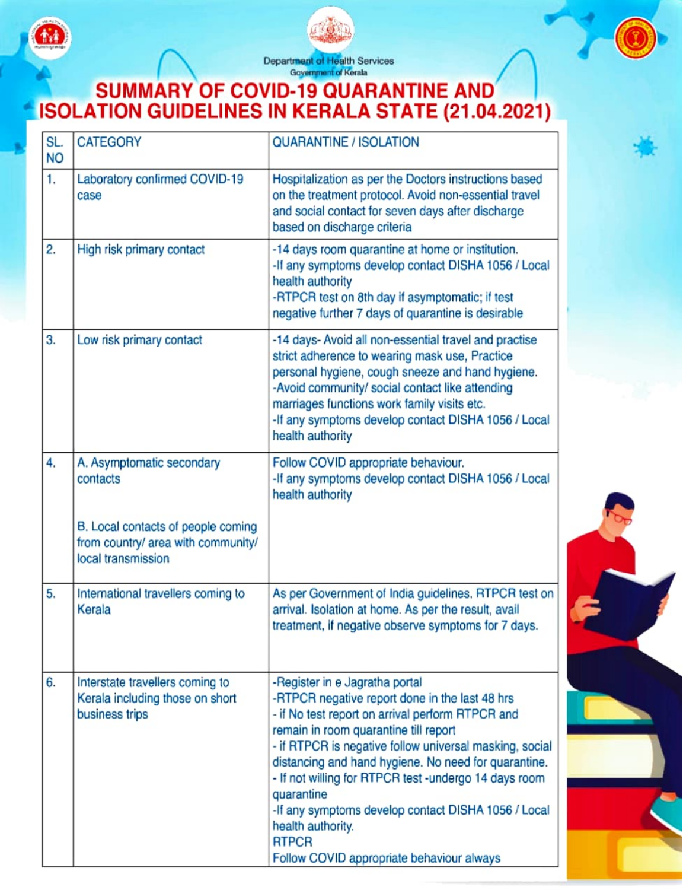Department of Health Services
Government of Kerala

# SUMMARY OF COVID-19 QUARANTINE AND ISOLATION GUIDELINES IN KERALA STATE (21.04.2021)

| SL. NO | CATEGORY | QUARANTINE / ISOLATION |
|---|---|---|
| 1. | Laboratory confirmed COVID-19 case | Hospitalization as per the Doctors instructions based on the treatment protocol. Avoid non-essential travel and social contact for seven days after discharge based on discharge criteria |
| 2. | High risk primary contact | -14 days room quarantine at home or institution.<br>-If any symptoms develop contact DISHA 1056 / Local health authority<br>-RTPCR test on 8th day if asymptomatic; if test negative further 7 days of quarantine is desirable |
| 3. | Low risk primary contact | -14 days- Avoid all non-essential travel and practise strict adherence to wearing mask use, Practice personal hygiene, cough sneeze and hand hygiene.<br>-Avoid community/ social contact like attending marriages functions work family visits etc.<br>-If any symptoms develop contact DISHA 1056 / Local health authority |
| 4. | A. Asymptomatic secondary contacts<br><br>B. Local contacts of people coming from country/ area with community/ local transmission | Follow COVID appropriate behaviour.<br>-If any symptoms develop contact DISHA 1056 / Local health authority |
| 5. | International travellers coming to Kerala | As per Government of India guidelines. RTPCR test on arrival. Isolation at home. As per the result, avail treatment, if negative observe symptoms for 7 days. |
| 6. | Interstate travellers coming to Kerala including those on short business trips | -Register in e Jagratha portal<br>-RTPCR negative report done in the last 48 hrs<br>- if No test report on arrival perform RTPCR and remain in room quarantine till report<br>- if RTPCR is negative follow universal masking, social distancing and hand hygiene. No need for quarantine.<br>- If not willing for RTPCR test -undergo 14 days room quarantine<br>-If any symptoms develop contact DISHA 1056 / Local health authority.<br>RTPCR<br>Follow COVID appropriate behaviour always |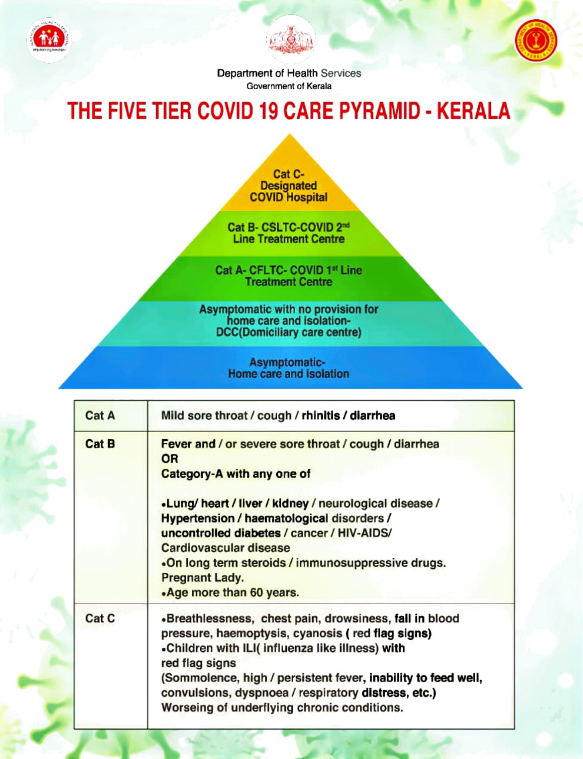Department of Health Services
Government of Kerala

# THE FIVE TIER COVID 19 CARE PYRAMID - KERALA

- Cat C- Designated COVID Hospital
- Cat B- CSLTC-COVID 2nd Line Treatment Centre
- Cat A- CFLTC- COVID 1st Line Treatment Centre
- Asymptomatic with no provision for home care and isolation- DCC(Domiciliary care centre)
- Asymptomatic- Home care and isolation

| | |
|---|---|
| Cat A | Mild sore throat / cough / rhinitis / diarrhea |
| Cat B | Fever and / or severe sore throat / cough / diarrhea<br>OR<br>Category-A with any one of<br><br>•Lung/ heart / liver / kidney / neurological disease / Hypertension / haematological disorders / uncontrolled diabetes / cancer / HIV-AIDS/ Cardiovascular disease<br>•On long term steroids / immunosuppressive drugs. Pregnant Lady.<br>•Age more than 60 years. |
| Cat C | •Breathlessness, chest pain, drowsiness, fall in blood pressure, haemoptysis, cyanosis ( red flag signs)<br>•Children with ILI( influenza like illness) with red flag signs<br>(Sommolence, high / persistent fever, inability to feed well, convulsions, dyspnoea / respiratory distress, etc.)<br>Worseing of underflying chronic conditions. |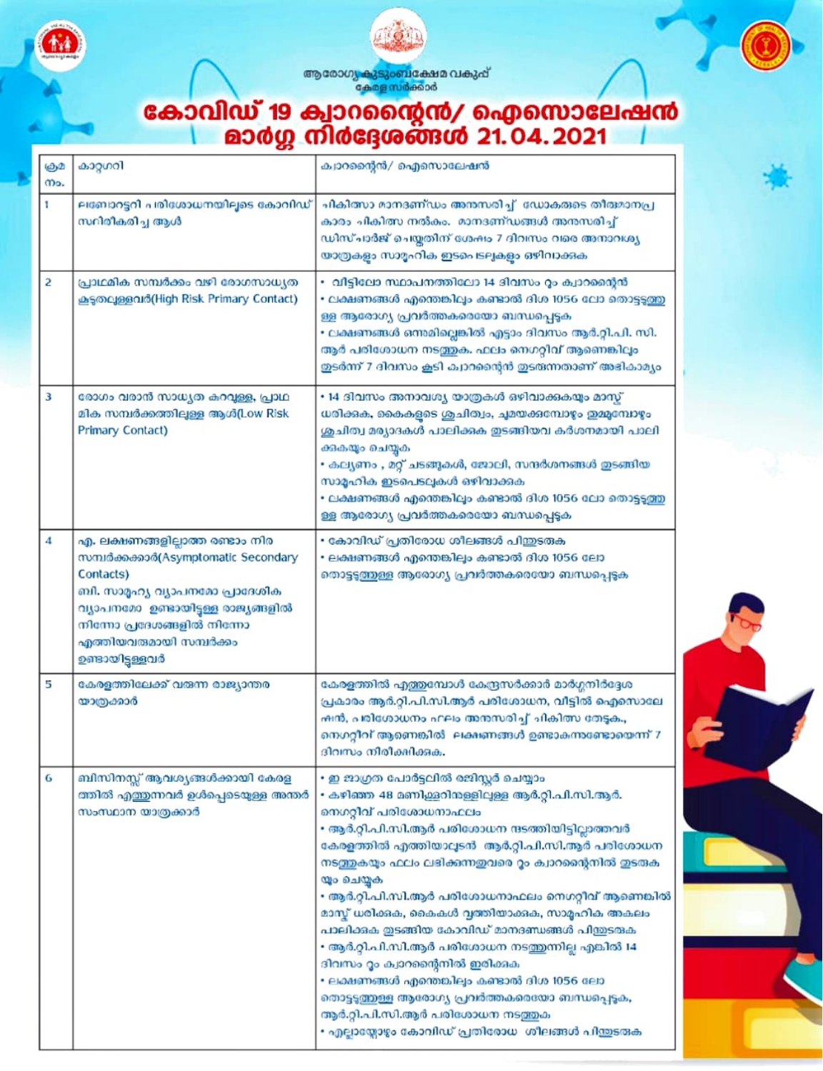ആരോഗ്യ കുടുംബക്ഷേമ വകുപ്പ്
കേരള സർക്കാർ

# കോവിഡ് 19 ക്വാറന്റൈൻ/ ഐസൊലേഷൻ മാർഗ്ഗ നിർദ്ദേശങ്ങൾ 21.04.2021

| ക്രമ നം. | കാറ്റഗറി | ക്വാറന്റൈൻ/ ഐസൊലേഷൻ |
|---|---|---|
| 1 | ലബോറട്ടറി പരിശോധനയിലൂടെ കോവിഡ് സ്ഥിരീകരിച്ച ആൾ | ചികിത്സാ മാനദണ്ഡം അനുസരിച്ച് ഡോക്ടറുടെ തീരുമാനപ്രകാരം ചികിത്സ നൽകം. മാനദണ്ഡങ്ങൾ അനുസരിച്ച് ഡിസ്ചാർജ് ചെയ്തതിന് ശേഷം 7 ദിവസം വരെ അനാവശ്യ യാത്രകളും സാമൂഹിക ഇടപെടലുകളും ഒഴിവാക്കുക |
| 2 | പ്രാഥമിക സമ്പർക്കം വഴി രോഗസാധ്യത കൂടുതലുള്ളവർ(High Risk Primary Contact) | • വീട്ടിലോ സ്ഥാപനത്തിലോ 14 ദിവസം റൂം ക്വാറന്റൈൻ<br>• ലക്ഷണങ്ങൾ എന്തെങ്കിലും കണ്ടാൽ ദിശ 1056 ലോ തൊട്ടടുത്തുള്ള ആരോഗ്യ പ്രവർത്തകരെയോ ബന്ധപ്പെടുക<br>• ലക്ഷണങ്ങൾ ഒന്നുമില്ലെങ്കിൽ എട്ടാം ദിവസം ആർ.റ്റി.പി. സി. ആർ പരിശോധന നടത്തുക. ഫലം നെഗറ്റീവ് ആണെങ്കിലും തുടർന്ന് 7 ദിവസം കൂടി ക്വാറന്റൈൻ തുടരുന്നതാണ് അഭികാമ്യം |
| 3 | രോഗം വരാൻ സാധ്യത കുറവുള്ള, പ്രാഥമിക സമ്പർക്കത്തിലുള്ള ആൾ(Low Risk Primary Contact) | • 14 ദിവസം അനാവശ്യ യാത്രകൾ ഒഴിവാക്കുകയും മാസ്ക് ധരിക്കുക, കൈകളുടെ ശുചിത്വം, ചുമയ്ക്കുമ്പോഴും തുമ്മുമ്പോഴും ശുചിത്വ മര്യാദകൾ പാലിക്കുക തുടങ്ങിയവ കർശനമായി പാലിക്കുകയും ചെയ്യുക<br>• കല്യാണം , മറ്റ് ചടങ്ങുകൾ, ജോലി, സന്ദർശനങ്ങൾ തുടങ്ങിയ സാമൂഹിക ഇടപെടലുകൾ ഒഴിവാക്കുക<br>• ലക്ഷണങ്ങൾ എന്തെങ്കിലും കണ്ടാൽ ദിശ 1056 ലോ തൊട്ടടുത്തുള്ള ആരോഗ്യ പ്രവർത്തകരെയോ ബന്ധപ്പെടുക |
| 4 | എ. ലക്ഷണങ്ങളില്ലാത്ത രണ്ടാം നിര സമ്പർക്കക്കാർ(Asymptomatic Secondary Contacts)<br>ബി. സാമൂഹ്യ വ്യാപനമോ പ്രാദേശിക വ്യാപനമോ ഉണ്ടായിട്ടുള്ള രാജ്യങ്ങളിൽ നിന്നോ പ്രദേശങ്ങളിൽ നിന്നോ എത്തിയവരുമായി സമ്പർക്കം ഉണ്ടായിട്ടുള്ളവർ | • കോവിഡ് പ്രതിരോധ ശീലങ്ങൾ പിന്തുടരുക<br>• ലക്ഷണങ്ങൾ എന്തെങ്കിലും കണ്ടാൽ ദിശ 1056 ലോ തൊട്ടടുത്തുള്ള ആരോഗ്യ പ്രവർത്തകരെയോ ബന്ധപ്പെടുക |
| 5 | കേരളത്തിലേക്ക് വരുന്ന രാജ്യാന്തര യാത്രക്കാർ | കേരളത്തിൽ എത്തുമ്പോൾ കേന്ദ്രസർക്കാർ മാർഗ്ഗനിർദ്ദേശ പ്രകാരം ആർ.റ്റി.പി.സി.ആർ പരിശോധന, വീട്ടിൽ ഐസൊലേഷൻ, പരിശോധനാ ഫലം അനുസരിച്ച് ചികിത്സ തേടുക., നെഗറ്റീവ് ആണെങ്കിൽ ലക്ഷണങ്ങൾ ഉണ്ടാകുന്നുണ്ടോയെന്ന് 7 ദിവസം നിരീക്ഷിക്കുക. |
| 6 | ബിസിനസ്സ് ആവശ്യങ്ങൾക്കായി കേരളത്തിൽ എത്തുന്നവർ ഉൾപ്പെടെയുള്ള അന്തർ സംസ്ഥാന യാത്രക്കാർ | • ഇ ജാഗ്രത പോർട്ടലിൽ രജിസ്റ്റർ ചെയ്യാം<br>• കഴിഞ്ഞ 48 മണിക്കൂറിനുള്ളിലുള്ള ആർ.റ്റി.പി.സി.ആർ. നെഗറ്റീവ് പരിശോധനാഫലം<br>• ആർ.റ്റി.പി.സി.ആർ പരിശോധന നടത്തിയിട്ടില്ലാത്തവർ കേരളത്തിൽ എത്തിയാലുടൻ ആർ.റ്റി.പി.സി.ആർ പരിശോധന നടത്തുകയും ഫലം ലഭിക്കുന്നതുവരെ റൂം ക്വാറന്റൈനിൽ തുടരുകയും ചെയ്യുക<br>• ആർ.റ്റി.പി.സി.ആർ പരിശോധനാഫലം നെഗറ്റീവ് ആണെങ്കിൽ മാസ്ക് ധരിക്കുക, കൈകൾ വൃത്തിയാക്കുക, സാമൂഹിക അകലം പാലിക്കുക തുടങ്ങിയ കോവിഡ് മാനദണ്ഡങ്ങൾ പിന്തുടരുക<br>• ആർ.റ്റി.പി.സി.ആർ പരിശോധന നടത്തുന്നില്ല എങ്കിൽ 14 ദിവസം റൂം ക്വാറന്റൈനിൽ ഇരിക്കുക<br>• ലക്ഷണങ്ങൾ എന്തെങ്കിലും കണ്ടാൽ ദിശ 1056 ലോ തൊട്ടടുത്തുള്ള ആരോഗ്യ പ്രവർത്തകരെയോ ബന്ധപ്പെടുക, ആർ.റ്റി.പി.സി.ആർ പരിശോധന നടത്തുക<br>• എല്ലായ്പ്പോഴും കോവിഡ് പ്രതിരോധ ശീലങ്ങൾ പിന്തുടരുക |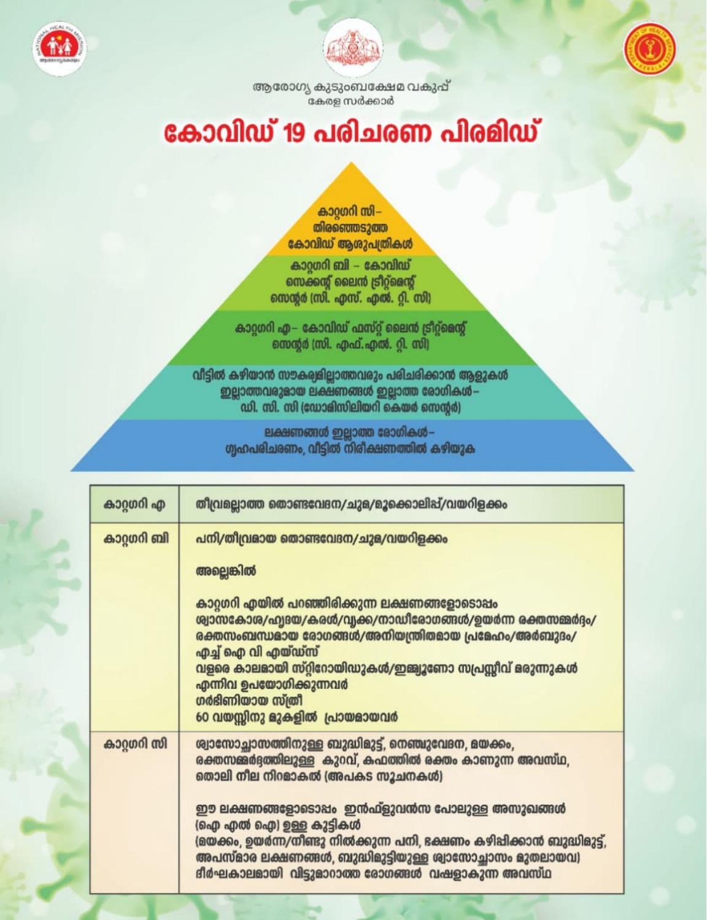ആരോഗ്യ കുടുംബക്ഷേമ വകുപ്പ്
കേരള സർക്കാർ

# കോവിഡ് 19 പരിചരണ പിരമിഡ്

കാറ്റഗറി സി–
തിരഞ്ഞെടുത്ത
കോവിഡ് ആശുപത്രികൾ

കാറ്റഗറി ബി – കോവിഡ്
സെക്കന്റ് ലൈൻ ട്രീറ്റ്മെന്റ്
സെന്റർ (സി. എസ്. എൽ. റ്റി. സി)

കാറ്റഗറി എ– കോവിഡ് ഫസ്റ്റ് ലൈൻ ട്രീറ്റ്മെന്റ്
സെന്റർ (സി. എഫ്.എൽ. റ്റി. സി)

വീട്ടിൽ കഴിയാൻ സൗകര്യമില്ലാത്തവരും പരിചരിക്കാൻ ആളുകൾ
ഇല്ലാത്തവരുമായ ലക്ഷണങ്ങൾ ഇല്ലാത്ത രോഗികൾ–
ഡി. സി. സി (ഡോമിസിലിയറി കെയർ സെന്റർ)

ലക്ഷണങ്ങൾ ഇല്ലാത്ത രോഗികൾ–
ഗൃഹപരിചരണം, വീട്ടിൽ നിരീക്ഷണത്തിൽ കഴിയുക

| | |
|---|---|
| കാറ്റഗറി എ | തീവ്രമല്ലാത്ത തൊണ്ടവേദന/ചുമ/മൂക്കൊലിപ്പ്/വയറിളക്കം |
| കാറ്റഗറി ബി | പനി/തീവ്രമായ തൊണ്ടവേദന/ചുമ/വയറിളക്കം<br><br>അല്ലെങ്കിൽ<br><br>കാറ്റഗറി എയിൽ പറഞ്ഞിരിക്കുന്ന ലക്ഷണങ്ങളോടൊപ്പം ശ്വാസകോശ/ഹൃദയ/കരൾ/വൃക്ക/നാഡീരോഗങ്ങൾ/ഉയർന്ന രക്തസമ്മർദ്ദം/ രക്തസംബന്ധമായ രോഗങ്ങൾ/അനിയന്ത്രിതമായ പ്രമേഹം/അർബുദം/ എച്ച് ഐ വി എയ്ഡ്സ്<br>വളരെ കാലമായി സ്റ്റിറോയിഡുകൾ/ഇമ്മ്യൂണോ സപ്രസ്സീവ് മരുന്നുകൾ എന്നിവ ഉപയോഗിക്കുന്നവർ<br>ഗർഭിണിയായ സ്ത്രീ<br>60 വയസ്സിനു മുകളിൽ പ്രായമായവർ |
| കാറ്റഗറി സി | ശ്വാസോച്ഛ്വാസത്തിനുള്ള ബുദ്ധിമുട്ട്, നെഞ്ചുവേദന, മയക്കം, രക്തസമ്മർദ്ദത്തിലുള്ള കുറവ്, കഫത്തിൽ രക്തം കാണുന്ന അവസ്ഥ, തൊലി നീല നിറമാകൽ (അപകട സൂചനകൾ)<br><br>ഈ ലക്ഷണങ്ങളോടൊപ്പം ഇൻഫ്ളുവൻസ പോലുള്ള അസുഖങ്ങൾ (ഐ എൽ ഐ) ഉള്ള കുട്ടികൾ<br>(മയക്കം, ഉയർന്ന/നീണ്ടു നിൽക്കുന്ന പനി, ഭക്ഷണം കഴിപ്പിക്കാൻ ബുദ്ധിമുട്ട്, അപസ്മാര ലക്ഷണങ്ങൾ, ബുദ്ധിമുട്ടിയുള്ള ശ്വാസോച്ഛ്വാസം മുതലായവ)<br>ദീർഘകാലമായി വിട്ടുമാറാത്ത രോഗങ്ങൾ വഷളാകുന്ന അവസ്ഥ |